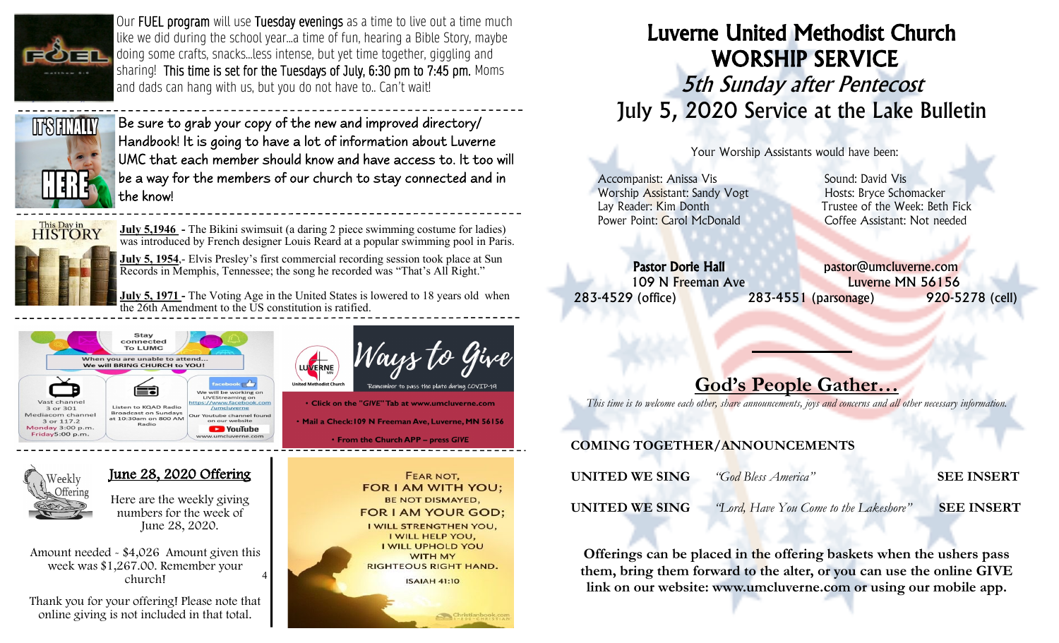Our **FUEL program** will use **Tuesday evenings** as a time to live out a time much like we did during the school year...a time of fun, hearing a Bible Story, maybe doing some crafts, snacks...less intense, but yet time together, giggling and sharing! **This time is set for the Tuesdays of July, 6:30 pm to 7:45 pm.** Moms and dads can hang with us, but you do not have to.. Can't wait!

---

IT'S FINALLY HERE

Be sure to grab your copy of the new and improved directory/ Handbook! It is going to have a lot of information about Luverne UMC that each member should know and have access to. It too will be a way for the members of our church to stay connected and in the know!

---

This Day in HISTORY

**July 5,1946** - The Bikini swimsuit (a daring 2 piece swimming costume for ladies) was introduced by French designer Louis Reard at a popular swimming pool in Paris.

**July 5, 1954**.- Elvis Presley's first commercial recording session took place at Sun Records in Memphis, Tennessee; the song he recorded was "That's All Right."

**July 5, 1971** - The Voting Age in the United States is lowered to 18 years old when the 26th Amendment to the US constitution is ratified.

---

Stay connected To LUMC

When you are unable to attend... We will BRING CHURCH to YOU!

- Vast channel 3 or 301, Mediacom channel 3 or 117.2 — Monday 3:00 p.m., Friday 5:00 p.m.
- Listen to KQAD Radio Broadcast on Sundays at 10:30am on 800 AM Radio
- facebook — We will be working on LIVEStreaming on https://www.facebook.com/umclUverne — Our Youtube channel found on our website — YouTube www.umcluverne.com

**Ways to Give**

Remember to pass the plate during COVID-19

- Click on the "GIVE" Tab at www.umcluverne.com
- Mail a Check: 109 N Freeman Ave, Luverne, MN 56156
- From the Church APP – press GIVE

---

Weekly Offering

## June 28, 2020 Offering

Here are the weekly giving numbers for the week of June 28, 2020.

Amount needed - $4,026 Amount given this week was $1,267.00. Remember your church!

Thank you for your offering! Please note that online giving is not included in that total.

FEAR NOT, FOR I AM WITH YOU; BE NOT DISMAYED, FOR I AM YOUR GOD; I WILL STRENGTHEN YOU, I WILL HELP YOU, I WILL UPHOLD YOU WITH MY RIGHTEOUS RIGHT HAND.

ISAIAH 41:10

# Luverne United Methodist Church WORSHIP SERVICE

## *5th Sunday after Pentecost*

## July 5, 2020 Service at the Lake Bulletin

Your Worship Assistants would have been:

Accompanist: Anissa Vis
Worship Assistant: Sandy Vogt
Lay Reader: Kim Donth
Power Point: Carol McDonald

Sound: David Vis
Hosts: Bryce Schomacker
Trustee of the Week: Beth Fick
Coffee Assistant: Not needed

**Pastor Dorie Hall** pastor@umcluverne.com
109 N Freeman Ave Luverne MN 56156
283-4529 (office) 283-4551 (parsonage) 920-5278 (cell)

## God's People Gather…

*This time is to welcome each other, share announcements, joys and concerns and all other necessary information.*

**COMING TOGETHER/ANNOUNCEMENTS**

**UNITED WE SING** *"God Bless America"* **SEE INSERT**

**UNITED WE SING** *"Lord, Have You Come to the Lakeshore"* **SEE INSERT**

**Offerings can be placed in the offering baskets when the ushers pass them, bring them forward to the alter, or you can use the online GIVE link on our website: www.umcluverne.com or using our mobile app.**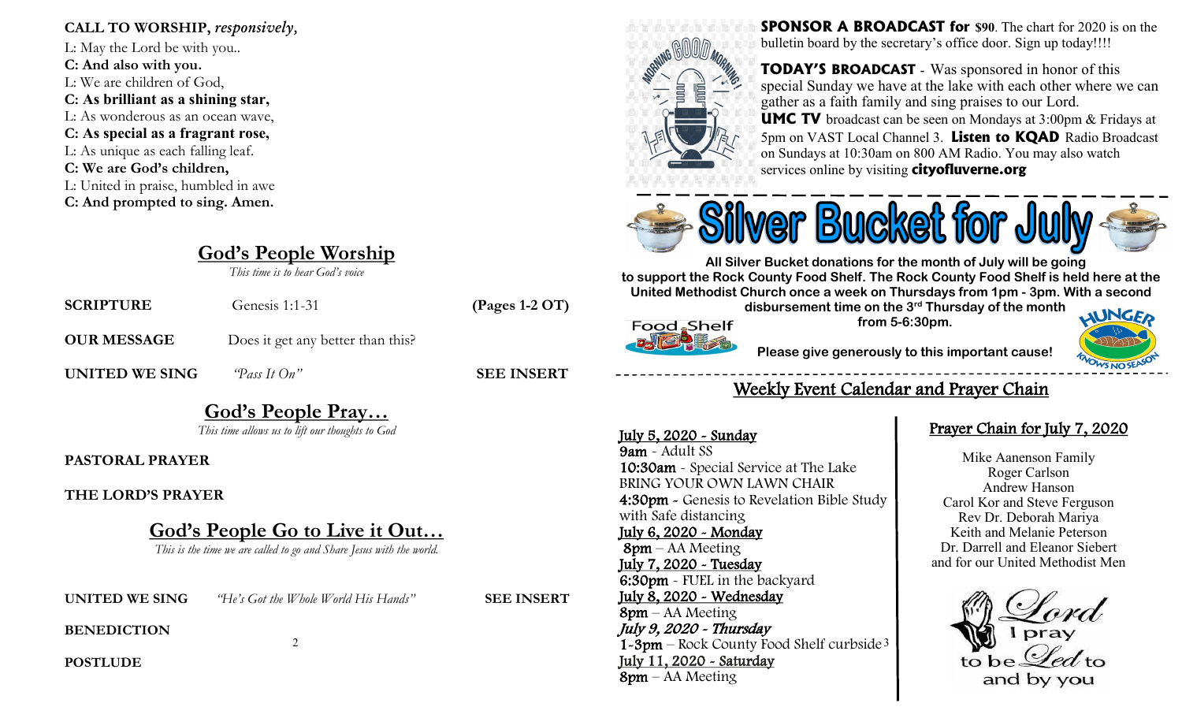**CALL TO WORSHIP,** ***responsively,***

L: May the Lord be with you..
**C: And also with you.**
L: We are children of God,
**C: As brilliant as a shining star,**
L: As wonderous as an ocean wave,
**C: As special as a fragrant rose,**
L: As unique as each falling leaf.
**C: We are God's children,**
L: United in praise, humbled in awe
**C: And prompted to sing. Amen.**

## God's People Worship

*This time is to hear God's voice*

**SCRIPTURE** Genesis 1:1-31 **(Pages 1-2 OT)**

**OUR MESSAGE** Does it get any better than this?

**UNITED WE SING** *"Pass It On"* **SEE INSERT**

## God's People Pray…

*This time allows us to lift our thoughts to God*

**PASTORAL PRAYER**

**THE LORD'S PRAYER**

## God's People Go to Live it Out…

*This is the time we are called to go and Share Jesus with the world.*

**UNITED WE SING** *"He's Got the Whole World His Hands"* **SEE INSERT**

**BENEDICTION**

**POSTLUDE**

**SPONSOR A BROADCAST for $90**. The chart for 2020 is on the bulletin board by the secretary's office door. Sign up today!!!!

**TODAY'S BROADCAST** - Was sponsored in honor of this special Sunday we have at the lake with each other where we can gather as a faith family and sing praises to our Lord.
**UMC TV** broadcast can be seen on Mondays at 3:00pm & Fridays at 5pm on VAST Local Channel 3. **Listen to KQAD** Radio Broadcast on Sundays at 10:30am on 800 AM Radio. You may also watch services online by visiting **cityofluverne.org**

## Silver Bucket for July

**All Silver Bucket donations for the month of July will be going to support the Rock County Food Shelf. The Rock County Food Shelf is held here at the United Methodist Church once a week on Thursdays from 1pm - 3pm. With a second disbursement time on the 3rd Thursday of the month from 5-6:30pm.**

**Please give generously to this important cause!**

## Weekly Event Calendar and Prayer Chain

July 5, 2020 - Sunday
**9am** - Adult SS
**10:30am** - Special Service at The Lake
BRING YOUR OWN LAWN CHAIR
**4:30pm** - Genesis to Revelation Bible Study with Safe distancing
July 6, 2020 - Monday
**8pm** – AA Meeting
July 7, 2020 - Tuesday
**6:30pm** - FUEL in the backyard
July 8, 2020 - Wednesday
**8pm** – AA Meeting
*July 9, 2020 - Thursday*
**1-3pm** – Rock County Food Shelf curbside
July 11, 2020 - Saturday
**8pm** – AA Meeting

### Prayer Chain for July 7, 2020

Mike Aanenson Family
Roger Carlson
Andrew Hanson
Carol Kor and Steve Ferguson
Rev Dr. Deborah Mariya
Keith and Melanie Peterson
Dr. Darrell and Eleanor Siebert
and for our United Methodist Men

Lord I pray to be Led to and by you